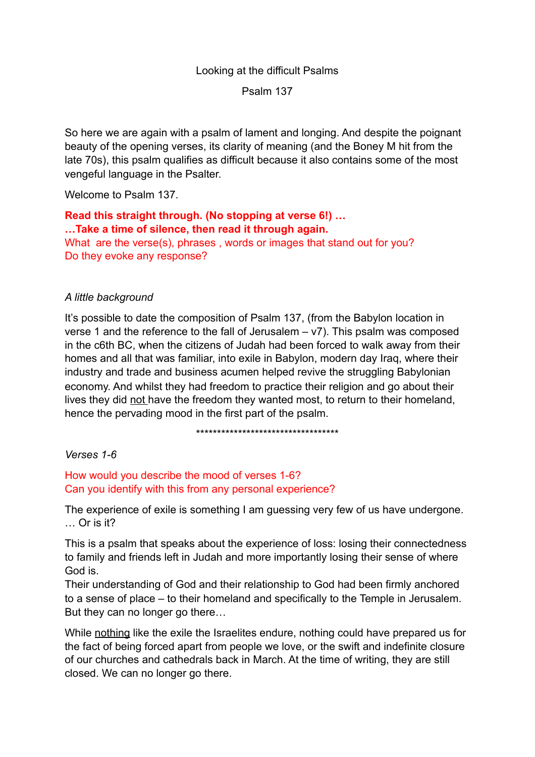Looking at the difficult Psalms

Psalm 137

So here we are again with a psalm of lament and longing. And despite the poignant beauty of the opening verses, its clarity of meaning (and the Boney M hit from the late 70s), this psalm qualifies as difficult because it also contains some of the most vengeful language in the Psalter.

Welcome to Psalm 137.

**Read this straight through. (No stopping at verse 6!) …**
**…Take a time of silence, then read it through again.**
What are the verse(s), phrases , words or images that stand out for you?
Do they evoke any response?

*A little background*

It's possible to date the composition of Psalm 137, (from the Babylon location in verse 1 and the reference to the fall of Jerusalem – v7). This psalm was composed in the c6th BC, when the citizens of Judah had been forced to walk away from their homes and all that was familiar, into exile in Babylon, modern day Iraq, where their industry and trade and business acumen helped revive the struggling Babylonian economy. And whilst they had freedom to practice their religion and go about their lives they did <u>not</u> have the freedom they wanted most, to return to their homeland, hence the pervading mood in the first part of the psalm.

***********************************

*Verses 1-6*

How would you describe the mood of verses 1-6?
Can you identify with this from any personal experience?

The experience of exile is something I am guessing very few of us have undergone. … Or is it?

This is a psalm that speaks about the experience of loss: losing their connectedness to family and friends left in Judah and more importantly losing their sense of where God is.
Their understanding of God and their relationship to God had been firmly anchored to a sense of place – to their homeland and specifically to the Temple in Jerusalem. But they can no longer go there…

While <u>nothing</u> like the exile the Israelites endure, nothing could have prepared us for the fact of being forced apart from people we love, or the swift and indefinite closure of our churches and cathedrals back in March. At the time of writing, they are still closed. We can no longer go there.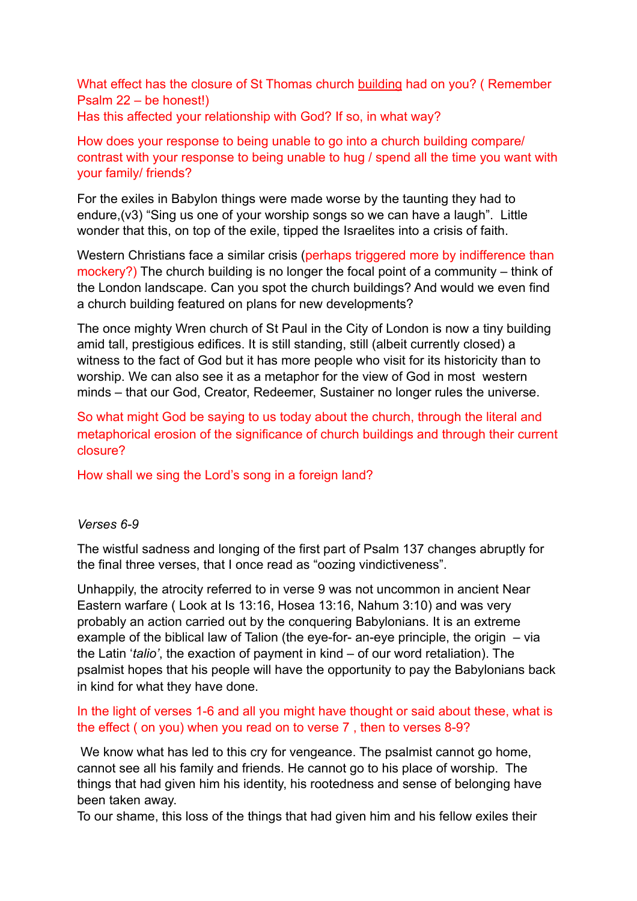What effect has the closure of St Thomas church building had on you? ( Remember Psalm 22 – be honest!)
Has this affected your relationship with God? If so, in what way?

How does your response to being unable to go into a church building compare/ contrast with your response to being unable to hug / spend all the time you want with your family/ friends?

For the exiles in Babylon things were made worse by the taunting they had to endure,(v3) "Sing us one of your worship songs so we can have a laugh". Little wonder that this, on top of the exile, tipped the Israelites into a crisis of faith.

Western Christians face a similar crisis (perhaps triggered more by indifference than mockery?) The church building is no longer the focal point of a community – think of the London landscape. Can you spot the church buildings? And would we even find a church building featured on plans for new developments?

The once mighty Wren church of St Paul in the City of London is now a tiny building amid tall, prestigious edifices. It is still standing, still (albeit currently closed) a witness to the fact of God but it has more people who visit for its historicity than to worship. We can also see it as a metaphor for the view of God in most western minds – that our God, Creator, Redeemer, Sustainer no longer rules the universe.

So what might God be saying to us today about the church, through the literal and metaphorical erosion of the significance of church buildings and through their current closure?

How shall we sing the Lord's song in a foreign land?

*Verses 6-9*

The wistful sadness and longing of the first part of Psalm 137 changes abruptly for the final three verses, that I once read as "oozing vindictiveness".

Unhappily, the atrocity referred to in verse 9 was not uncommon in ancient Near Eastern warfare ( Look at Is 13:16, Hosea 13:16, Nahum 3:10) and was very probably an action carried out by the conquering Babylonians. It is an extreme example of the biblical law of Talion (the eye-for- an-eye principle, the origin – via the Latin '*talio'*, the exaction of payment in kind – of our word retaliation). The psalmist hopes that his people will have the opportunity to pay the Babylonians back in kind for what they have done.

In the light of verses 1-6 and all you might have thought or said about these, what is the effect ( on you) when you read on to verse 7 , then to verses 8-9?

We know what has led to this cry for vengeance. The psalmist cannot go home, cannot see all his family and friends. He cannot go to his place of worship. The things that had given him his identity, his rootedness and sense of belonging have been taken away.
To our shame, this loss of the things that had given him and his fellow exiles their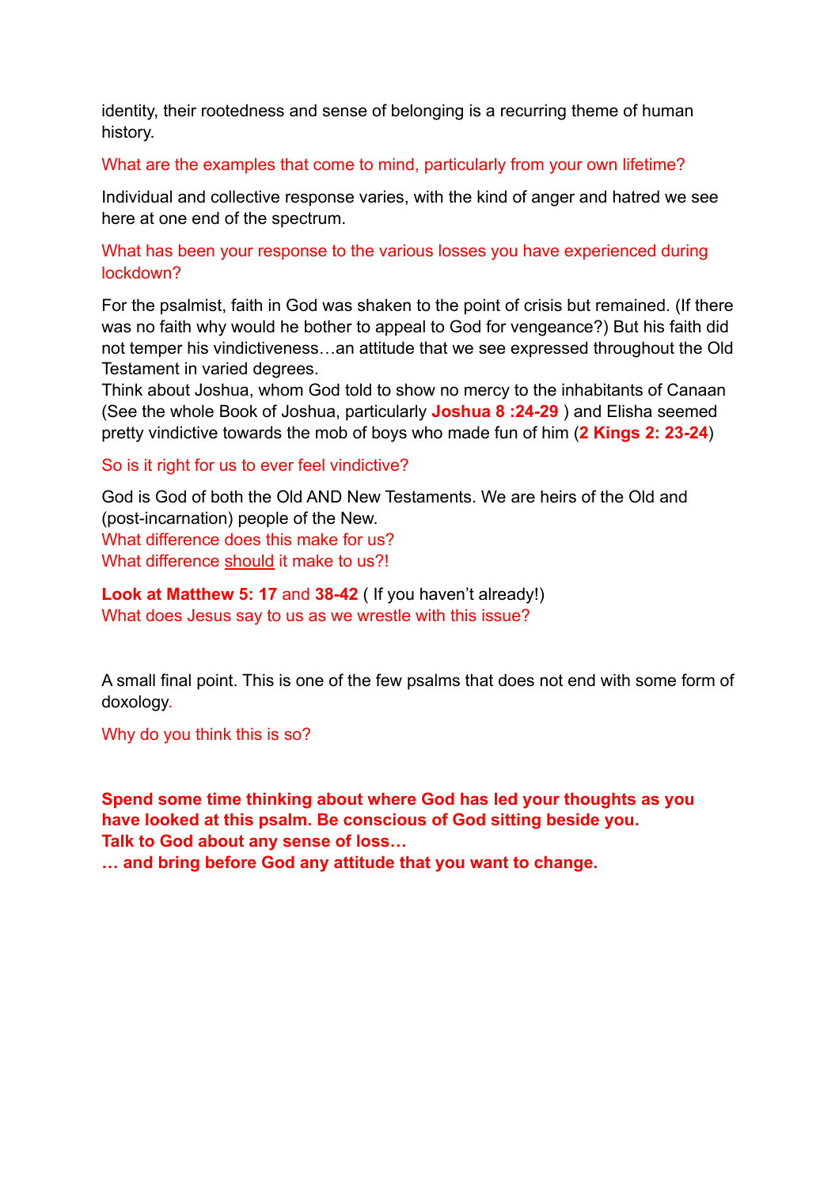identity, their rootedness and sense of belonging is a recurring theme of human history.

What are the examples that come to mind, particularly from your own lifetime?

Individual and collective response varies, with the kind of anger and hatred we see here at one end of the spectrum.

What has been your response to the various losses you have experienced during lockdown?

For the psalmist, faith in God was shaken to the point of crisis but remained. (If there was no faith why would he bother to appeal to God for vengeance?) But his faith did not temper his vindictiveness…an attitude that we see expressed throughout the Old Testament in varied degrees.
Think about Joshua, whom God told to show no mercy to the inhabitants of Canaan (See the whole Book of Joshua, particularly **Joshua 8 :24-29** ) and Elisha seemed pretty vindictive towards the mob of boys who made fun of him (**2 Kings 2: 23-24**)

So is it right for us to ever feel vindictive?

God is God of both the Old AND New Testaments. We are heirs of the Old and (post-incarnation) people of the New.
What difference does this make for us?
What difference <u>should</u> it make to us?!

**Look at Matthew 5: 17** and **38-42** ( If you haven't already!)
What does Jesus say to us as we wrestle with this issue?

A small final point. This is one of the few psalms that does not end with some form of doxology.

Why do you think this is so?

**Spend some time thinking about where God has led your thoughts as you have looked at this psalm. Be conscious of God sitting beside you.**
**Talk to God about any sense of loss…**
**… and bring before God any attitude that you want to change.**